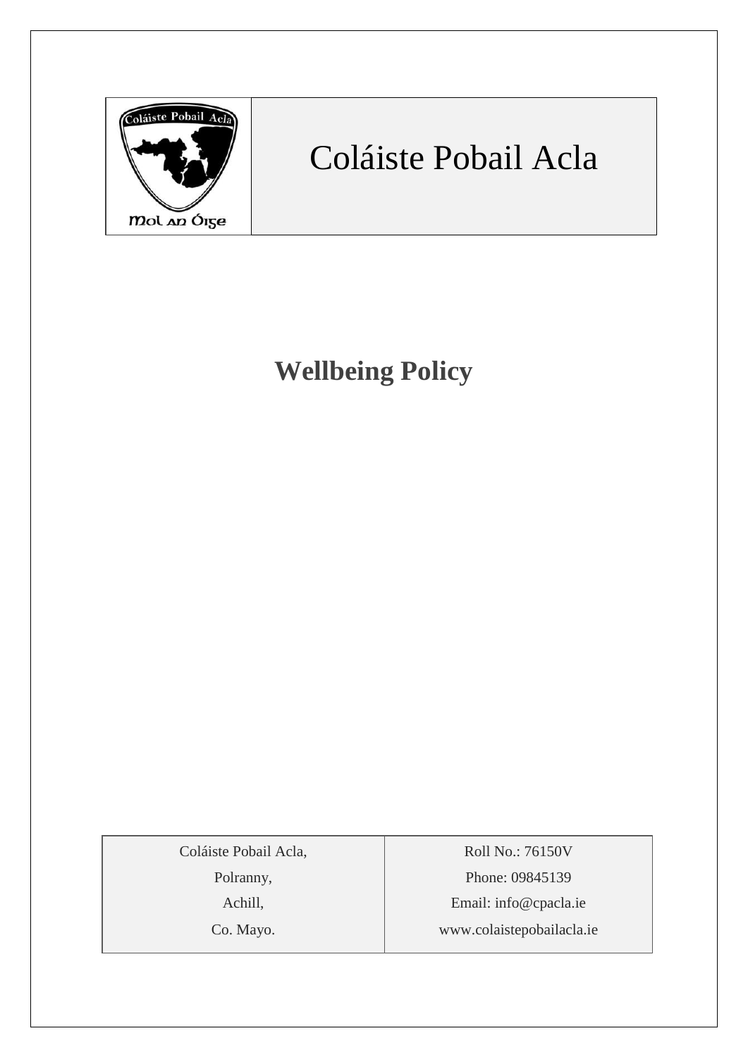| Coláiste Pobail Acla<br>Mol an Óige | Coláiste Pobail Acla |
|---|---|

# Wellbeing Policy

| Coláiste Pobail Acla,<br>Polranny,<br>Achill,<br>Co. Mayo. | Roll No.: 76150V<br>Phone: 09845139<br>Email: info@cpacla.ie<br>www.colaistepobailacla.ie |
|---|---|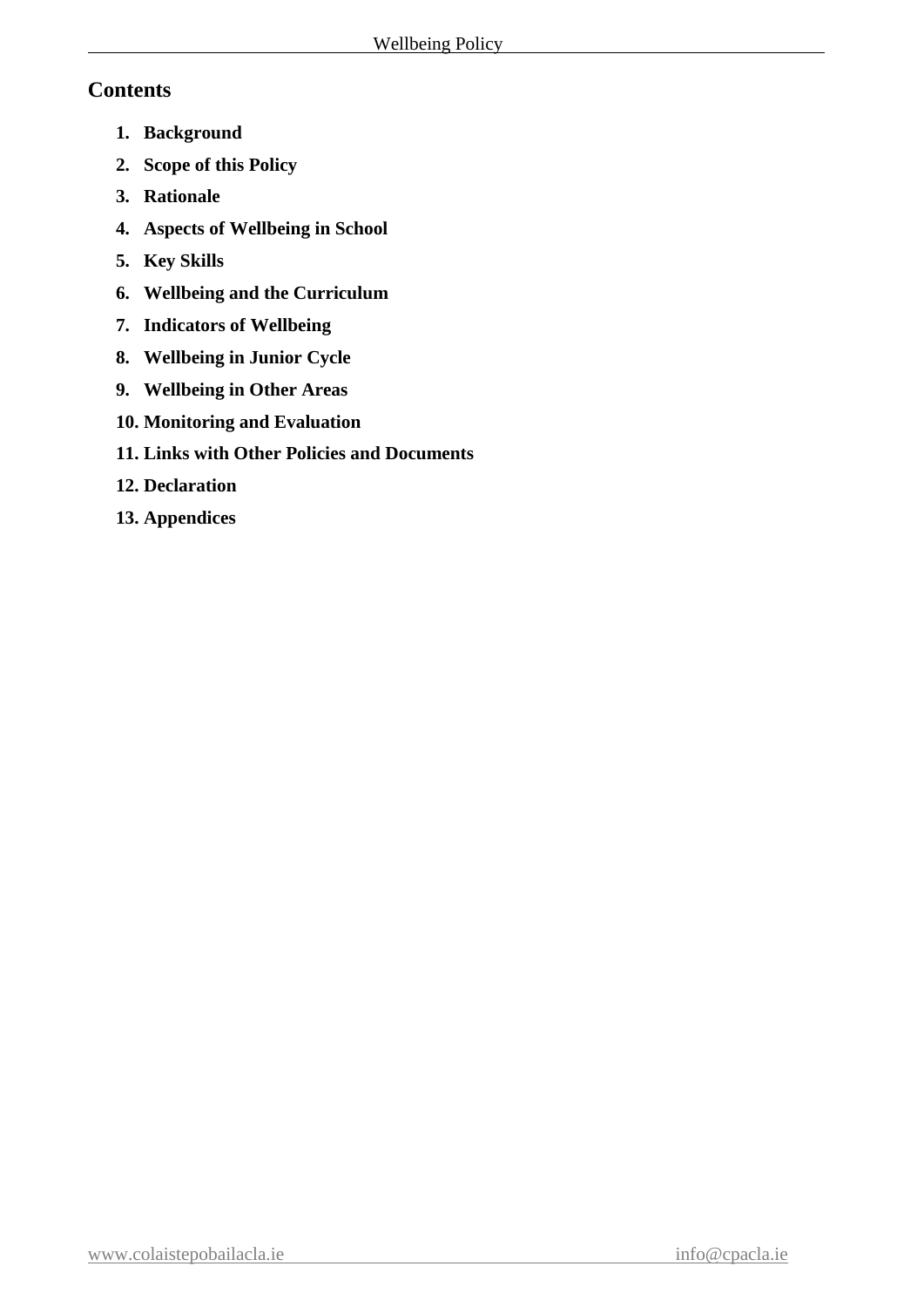## Contents

1. **Background**
2. **Scope of this Policy**
3. **Rationale**
4. **Aspects of Wellbeing in School**
5. **Key Skills**
6. **Wellbeing and the Curriculum**
7. **Indicators of Wellbeing**
8. **Wellbeing in Junior Cycle**
9. **Wellbeing in Other Areas**
10. **Monitoring and Evaluation**
11. **Links with Other Policies and Documents**
12. **Declaration**
13. **Appendices**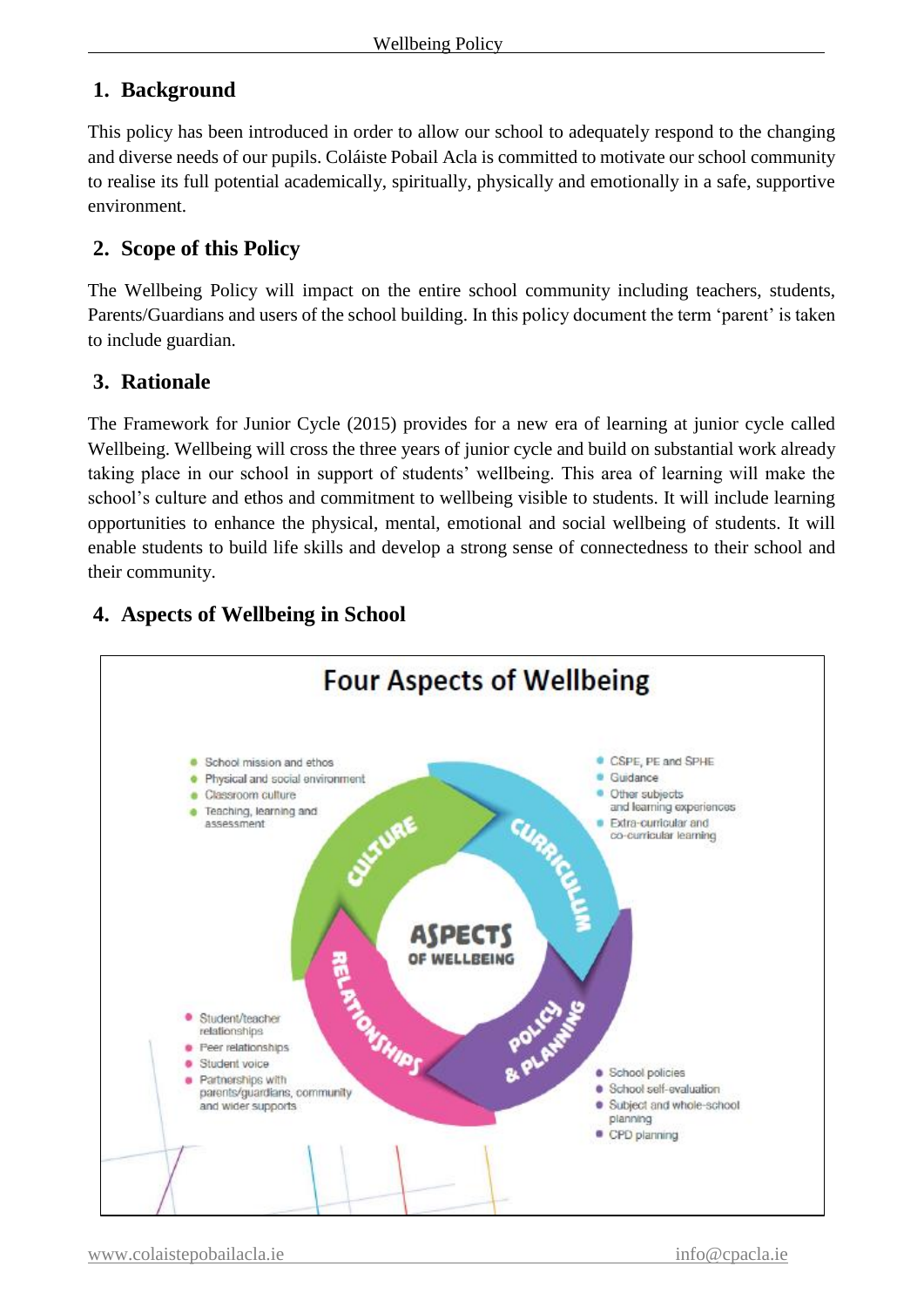## 1. Background

This policy has been introduced in order to allow our school to adequately respond to the changing and diverse needs of our pupils. Coláiste Pobail Acla is committed to motivate our school community to realise its full potential academically, spiritually, physically and emotionally in a safe, supportive environment.

## 2. Scope of this Policy

The Wellbeing Policy will impact on the entire school community including teachers, students, Parents/Guardians and users of the school building. In this policy document the term 'parent' is taken to include guardian.

## 3. Rationale

The Framework for Junior Cycle (2015) provides for a new era of learning at junior cycle called Wellbeing. Wellbeing will cross the three years of junior cycle and build on substantial work already taking place in our school in support of students' wellbeing. This area of learning will make the school's culture and ethos and commitment to wellbeing visible to students. It will include learning opportunities to enhance the physical, mental, emotional and social wellbeing of students. It will enable students to build life skills and develop a strong sense of connectedness to their school and their community.

## 4. Aspects of Wellbeing in School

**Four Aspects of Wellbeing**

**ASPECTS OF WELLBEING**

**CULTURE**
- School mission and ethos
- Physical and social environment
- Classroom culture
- Teaching, learning and assessment

**CURRICULUM**
- CSPE, PE and SPHE
- Guidance
- Other subjects and learning experiences
- Extra-curricular and co-curricular learning

**POLICY & PLANNING**
- School policies
- School self-evaluation
- Subject and whole-school planning
- CPD planning

**RELATIONSHIPS**
- Student/teacher relationships
- Peer relationships
- Student voice
- Partnerships with parents/guardians, community and wider supports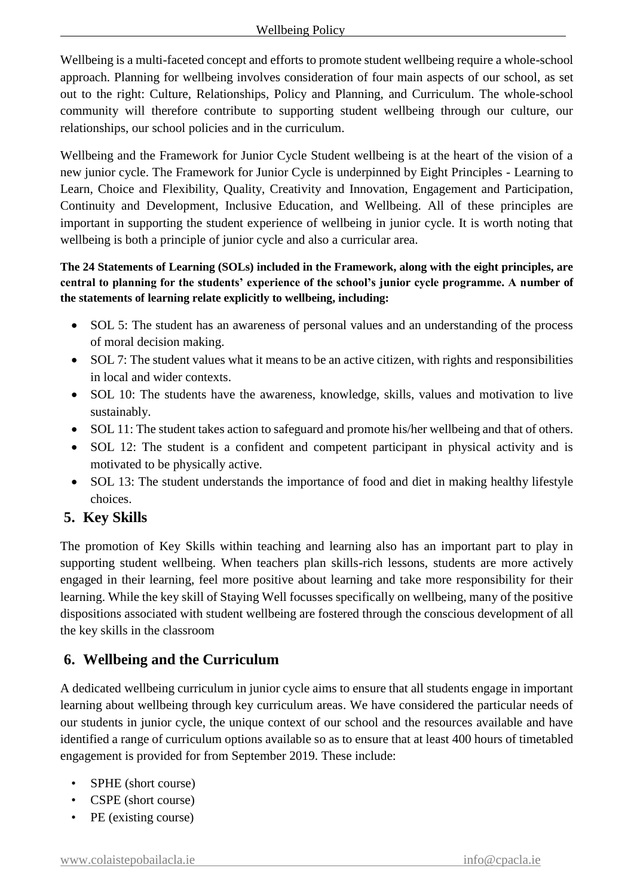Wellbeing is a multi-faceted concept and efforts to promote student wellbeing require a whole-school approach. Planning for wellbeing involves consideration of four main aspects of our school, as set out to the right: Culture, Relationships, Policy and Planning, and Curriculum. The whole-school community will therefore contribute to supporting student wellbeing through our culture, our relationships, our school policies and in the curriculum.

Wellbeing and the Framework for Junior Cycle Student wellbeing is at the heart of the vision of a new junior cycle. The Framework for Junior Cycle is underpinned by Eight Principles - Learning to Learn, Choice and Flexibility, Quality, Creativity and Innovation, Engagement and Participation, Continuity and Development, Inclusive Education, and Wellbeing. All of these principles are important in supporting the student experience of wellbeing in junior cycle. It is worth noting that wellbeing is both a principle of junior cycle and also a curricular area.

**The 24 Statements of Learning (SOLs) included in the Framework, along with the eight principles, are central to planning for the students' experience of the school's junior cycle programme. A number of the statements of learning relate explicitly to wellbeing, including:**

- SOL 5: The student has an awareness of personal values and an understanding of the process of moral decision making.
- SOL 7: The student values what it means to be an active citizen, with rights and responsibilities in local and wider contexts.
- SOL 10: The students have the awareness, knowledge, skills, values and motivation to live sustainably.
- SOL 11: The student takes action to safeguard and promote his/her wellbeing and that of others.
- SOL 12: The student is a confident and competent participant in physical activity and is motivated to be physically active.
- SOL 13: The student understands the importance of food and diet in making healthy lifestyle choices.

## 5. Key Skills

The promotion of Key Skills within teaching and learning also has an important part to play in supporting student wellbeing. When teachers plan skills-rich lessons, students are more actively engaged in their learning, feel more positive about learning and take more responsibility for their learning. While the key skill of Staying Well focusses specifically on wellbeing, many of the positive dispositions associated with student wellbeing are fostered through the conscious development of all the key skills in the classroom

## 6. Wellbeing and the Curriculum

A dedicated wellbeing curriculum in junior cycle aims to ensure that all students engage in important learning about wellbeing through key curriculum areas. We have considered the particular needs of our students in junior cycle, the unique context of our school and the resources available and have identified a range of curriculum options available so as to ensure that at least 400 hours of timetabled engagement is provided for from September 2019. These include:

- SPHE (short course)
- CSPE (short course)
- PE (existing course)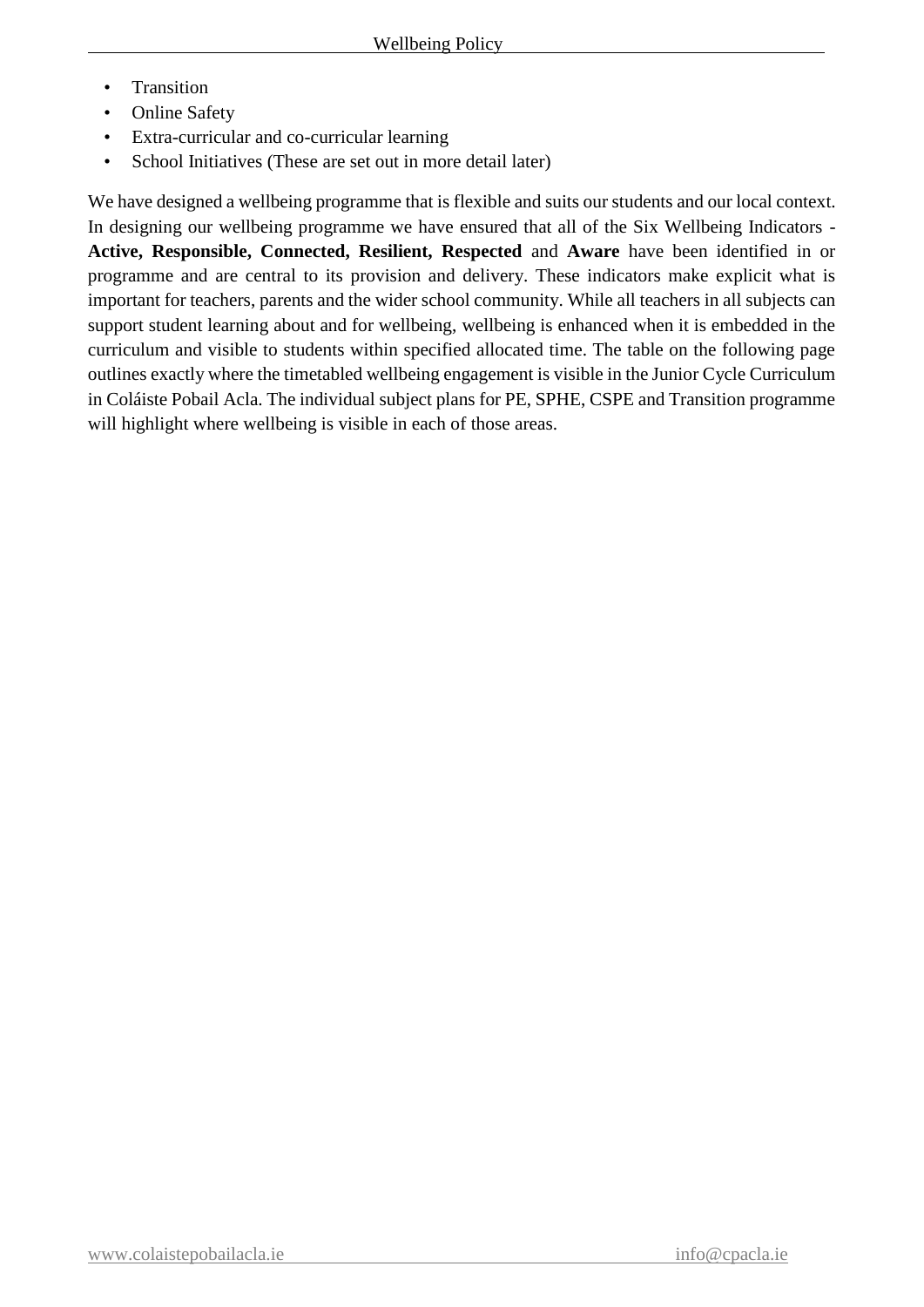- Transition
- Online Safety
- Extra-curricular and co-curricular learning
- School Initiatives (These are set out in more detail later)

We have designed a wellbeing programme that is flexible and suits our students and our local context. In designing our wellbeing programme we have ensured that all of the Six Wellbeing Indicators - **Active, Responsible, Connected, Resilient, Respected** and **Aware** have been identified in or programme and are central to its provision and delivery. These indicators make explicit what is important for teachers, parents and the wider school community. While all teachers in all subjects can support student learning about and for wellbeing, wellbeing is enhanced when it is embedded in the curriculum and visible to students within specified allocated time. The table on the following page outlines exactly where the timetabled wellbeing engagement is visible in the Junior Cycle Curriculum in Coláiste Pobail Acla. The individual subject plans for PE, SPHE, CSPE and Transition programme will highlight where wellbeing is visible in each of those areas.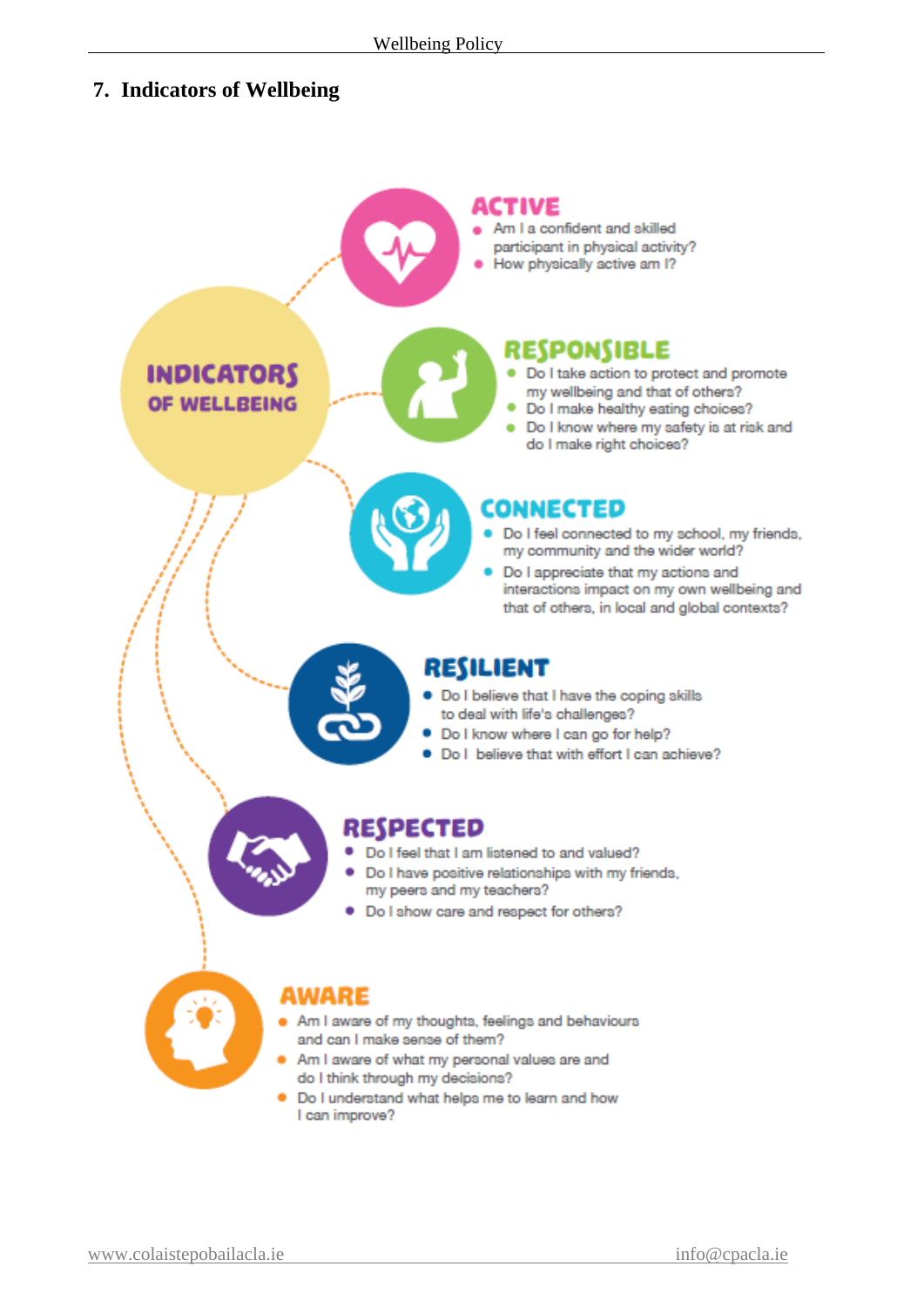## 7. Indicators of Wellbeing

**INDICATORS OF WELLBEING**

### ACTIVE

- Am I a confident and skilled participant in physical activity?
- How physically active am I?

### RESPONSIBLE

- Do I take action to protect and promote my wellbeing and that of others?
- Do I make healthy eating choices?
- Do I know where my safety is at risk and do I make right choices?

### CONNECTED

- Do I feel connected to my school, my friends, my community and the wider world?
- Do I appreciate that my actions and interactions impact on my own wellbeing and that of others, in local and global contexts?

### RESILIENT

- Do I believe that I have the coping skills to deal with life's challenges?
- Do I know where I can go for help?
- Do I believe that with effort I can achieve?

### RESPECTED

- Do I feel that I am listened to and valued?
- Do I have positive relationships with my friends, my peers and my teachers?
- Do I show care and respect for others?

### AWARE

- Am I aware of my thoughts, feelings and behaviours and can I make sense of them?
- Am I aware of what my personal values are and do I think through my decisions?
- Do I understand what helps me to learn and how I can improve?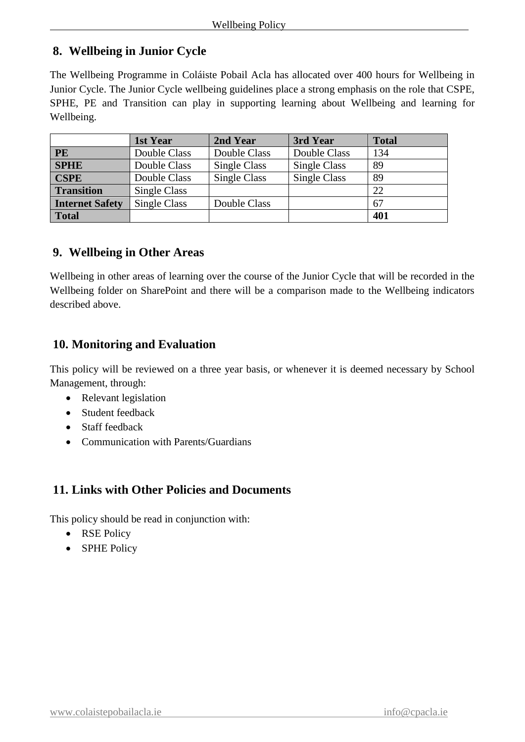## 8. Wellbeing in Junior Cycle

The Wellbeing Programme in Coláiste Pobail Acla has allocated over 400 hours for Wellbeing in Junior Cycle. The Junior Cycle wellbeing guidelines place a strong emphasis on the role that CSPE, SPHE, PE and Transition can play in supporting learning about Wellbeing and learning for Wellbeing.

| | 1st Year | 2nd Year | 3rd Year | Total |
|---|---|---|---|---|
| **PE** | Double Class | Double Class | Double Class | 134 |
| **SPHE** | Double Class | Single Class | Single Class | 89 |
| **CSPE** | Double Class | Single Class | Single Class | 89 |
| **Transition** | Single Class | | | 22 |
| **Internet Safety** | Single Class | Double Class | | 67 |
| **Total** | | | | **401** |

## 9. Wellbeing in Other Areas

Wellbeing in other areas of learning over the course of the Junior Cycle that will be recorded in the Wellbeing folder on SharePoint and there will be a comparison made to the Wellbeing indicators described above.

## 10. Monitoring and Evaluation

This policy will be reviewed on a three year basis, or whenever it is deemed necessary by School Management, through:

- Relevant legislation
- Student feedback
- Staff feedback
- Communication with Parents/Guardians

## 11. Links with Other Policies and Documents

This policy should be read in conjunction with:

- RSE Policy
- SPHE Policy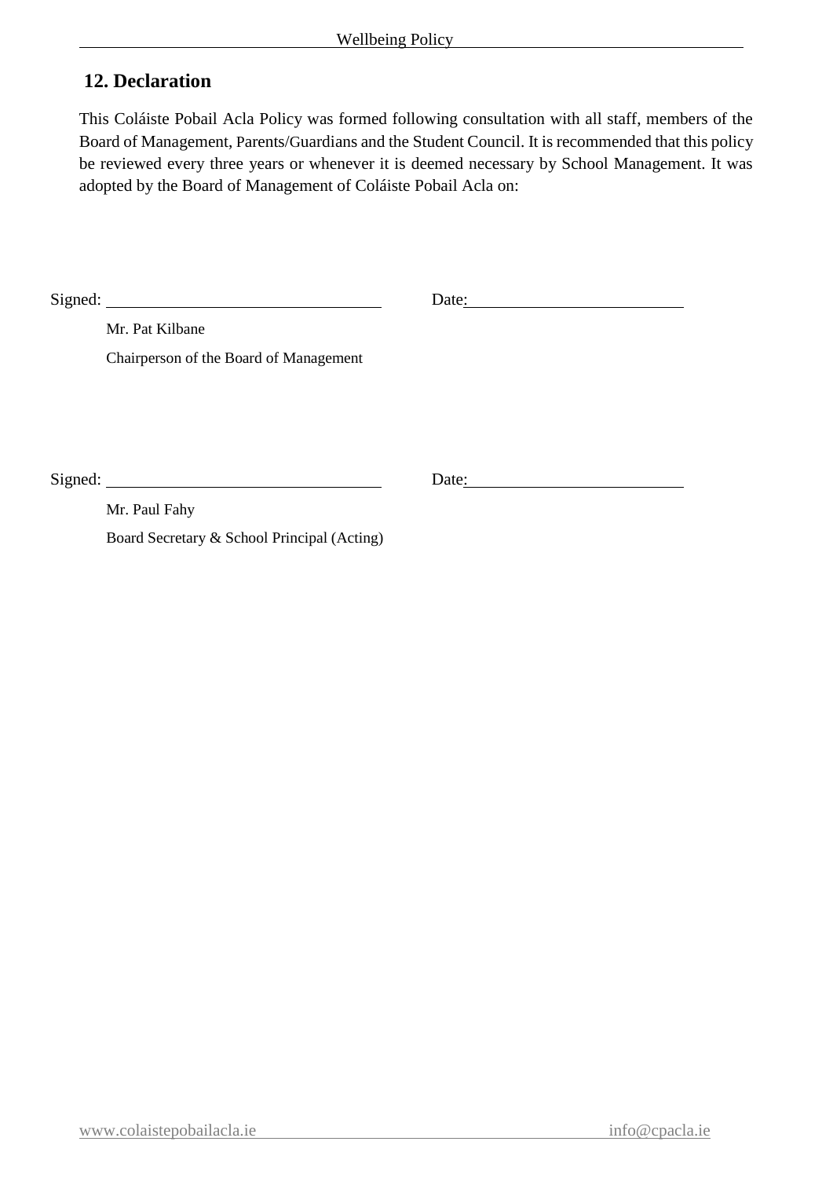## 12. Declaration

This Coláiste Pobail Acla Policy was formed following consultation with all staff, members of the Board of Management, Parents/Guardians and the Student Council. It is recommended that this policy be reviewed every three years or whenever it is deemed necessary by School Management. It was adopted by the Board of Management of Coláiste Pobail Acla on:

Signed: ______________________________ Date: ________________________

Mr. Pat Kilbane

Chairperson of the Board of Management

Signed: ______________________________ Date: ________________________

Mr. Paul Fahy

Board Secretary & School Principal (Acting)